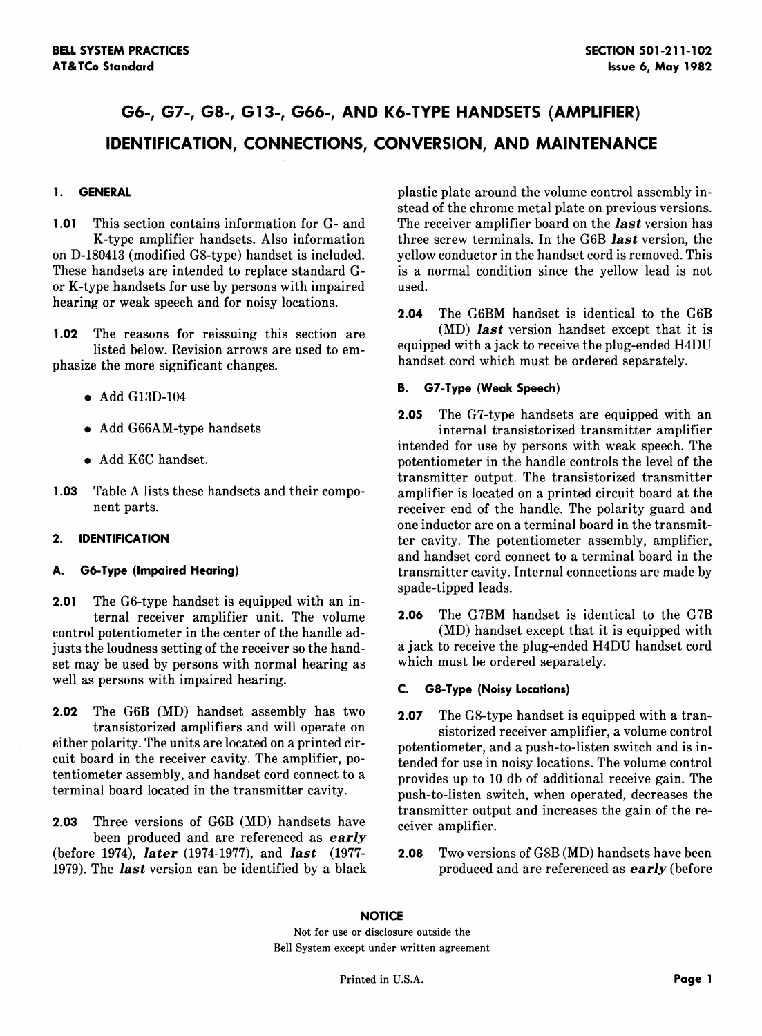# G6-, G7-, G8-, G13-, G66-, AND K6-TYPE HANDSETS (AMPLIFIER) IDENTIFICATION, CONNECTIONS, CONVERSION, AND MAINTENANCE

## 1. GENERAL

**1.01** This section contains information for G- and K-type amplifier handsets. Also information on D-180413 (modified G8-type) handset is included. These handsets are intended to replace standard G- or K-type handsets for use by persons with impaired hearing or weak speech and for noisy locations.

**1.02** The reasons for reissuing this section are listed below. Revision arrows are used to emphasize the more significant changes.

- Add G13D-104
- Add G66AM-type handsets
- Add K6C handset.

**1.03** Table A lists these handsets and their component parts.

## 2. IDENTIFICATION

### A. G6-Type (Impaired Hearing)

**2.01** The G6-type handset is equipped with an internal receiver amplifier unit. The volume control potentiometer in the center of the handle adjusts the loudness setting of the receiver so the handset may be used by persons with normal hearing as well as persons with impaired hearing.

**2.02** The G6B (MD) handset assembly has two transistorized amplifiers and will operate on either polarity. The units are located on a printed circuit board in the receiver cavity. The amplifier, potentiometer assembly, and handset cord connect to a terminal board located in the transmitter cavity.

**2.03** Three versions of G6B (MD) handsets have been produced and are referenced as ***early*** (before 1974), ***later*** (1974-1977), and ***last*** (1977-1979). The ***last*** version can be identified by a black plastic plate around the volume control assembly instead of the chrome metal plate on previous versions. The receiver amplifier board on the ***last*** version has three screw terminals. In the G6B ***last*** version, the yellow conductor in the handset cord is removed. This is a normal condition since the yellow lead is not used.

**2.04** The G6BM handset is identical to the G6B (MD) ***last*** version handset except that it is equipped with a jack to receive the plug-ended H4DU handset cord which must be ordered separately.

### B. G7-Type (Weak Speech)

**2.05** The G7-type handsets are equipped with an internal transistorized transmitter amplifier intended for use by persons with weak speech. The potentiometer in the handle controls the level of the transmitter output. The transistorized transmitter amplifier is located on a printed circuit board at the receiver end of the handle. The polarity guard and one inductor are on a terminal board in the transmitter cavity. The potentiometer assembly, amplifier, and handset cord connect to a terminal board in the transmitter cavity. Internal connections are made by spade-tipped leads.

**2.06** The G7BM handset is identical to the G7B (MD) handset except that it is equipped with a jack to receive the plug-ended H4DU handset cord which must be ordered separately.

### C. G8-Type (Noisy Locations)

**2.07** The G8-type handset is equipped with a transistorized receiver amplifier, a volume control potentiometer, and a push-to-listen switch and is intended for use in noisy locations. The volume control provides up to 10 db of additional receive gain. The push-to-listen switch, when operated, decreases the transmitter output and increases the gain of the receiver amplifier.

**2.08** Two versions of G8B (MD) handsets have been produced and are referenced as ***early*** (before

**NOTICE**
Not for use or disclosure outside the
Bell System except under written agreement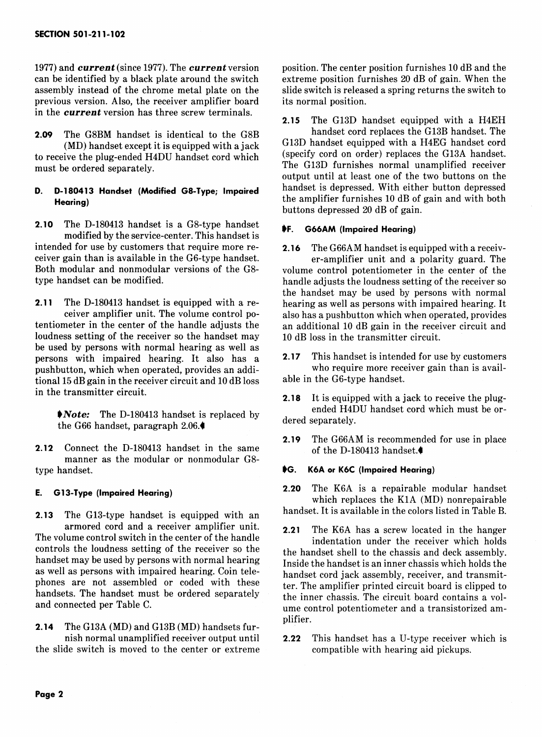1977) and ***current*** (since 1977). The ***current*** version can be identified by a black plate around the switch assembly instead of the chrome metal plate on the previous version. Also, the receiver amplifier board in the ***current*** version has three screw terminals.

**2.09** The G8BM handset is identical to the G8B (MD) handset except it is equipped with a jack to receive the plug-ended H4DU handset cord which must be ordered separately.

### D. D-180413 Handset (Modified G8-Type; Impaired Hearing)

**2.10** The D-180413 handset is a G8-type handset modified by the service-center. This handset is intended for use by customers that require more receiver gain than is available in the G6-type handset. Both modular and nonmodular versions of the G8-type handset can be modified.

**2.11** The D-180413 handset is equipped with a receiver amplifier unit. The volume control potentiometer in the center of the handle adjusts the loudness setting of the receiver so the handset may be used by persons with normal hearing as well as persons with impaired hearing. It also has a pushbutton, which when operated, provides an additional 15 dB gain in the receiver circuit and 10 dB loss in the transmitter circuit.

> ◆***Note:*** The D-180413 handset is replaced by the G66 handset, paragraph 2.06.◆

**2.12** Connect the D-180413 handset in the same manner as the modular or nonmodular G8-type handset.

### E. G13-Type (Impaired Hearing)

**2.13** The G13-type handset is equipped with an armored cord and a receiver amplifier unit. The volume control switch in the center of the handle controls the loudness setting of the receiver so the handset may be used by persons with normal hearing as well as persons with impaired hearing. Coin telephones are not assembled or coded with these handsets. The handset must be ordered separately and connected per Table C.

**2.14** The G13A (MD) and G13B (MD) handsets furnish normal unamplified receiver output until the slide switch is moved to the center or extreme position. The center position furnishes 10 dB and the extreme position furnishes 20 dB of gain. When the slide switch is released a spring returns the switch to its normal position.

**2.15** The G13D handset equipped with a H4EH handset cord replaces the G13B handset. The G13D handset equipped with a H4EG handset cord (specify cord on order) replaces the G13A handset. The G13D furnishes normal unamplified receiver output until at least one of the two buttons on the handset is depressed. With either button depressed the amplifier furnishes 10 dB of gain and with both buttons depressed 20 dB of gain.

### ◆F. G66AM (Impaired Hearing)

**2.16** The G66AM handset is equipped with a receiver-amplifier unit and a polarity guard. The volume control potentiometer in the center of the handle adjusts the loudness setting of the receiver so the handset may be used by persons with normal hearing as well as persons with impaired hearing. It also has a pushbutton which when operated, provides an additional 10 dB gain in the receiver circuit and 10 dB loss in the transmitter circuit.

**2.17** This handset is intended for use by customers who require more receiver gain than is available in the G6-type handset.

**2.18** It is equipped with a jack to receive the plug-ended H4DU handset cord which must be ordered separately.

**2.19** The G66AM is recommended for use in place of the D-180413 handset.◆

### ◆G. K6A or K6C (Impaired Hearing)

**2.20** The K6A is a repairable modular handset which replaces the K1A (MD) nonrepairable handset. It is available in the colors listed in Table B.

**2.21** The K6A has a screw located in the hanger indentation under the receiver which holds the handset shell to the chassis and deck assembly. Inside the handset is an inner chassis which holds the handset cord jack assembly, receiver, and transmitter. The amplifier printed circuit board is clipped to the inner chassis. The circuit board contains a volume control potentiometer and a transistorized amplifier.

**2.22** This handset has a U-type receiver which is compatible with hearing aid pickups.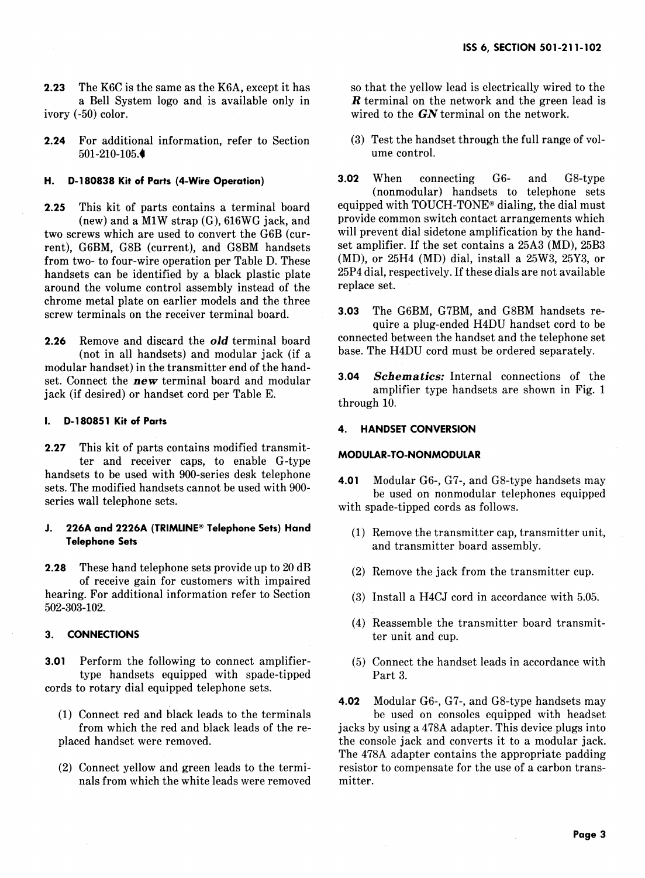**2.23** The K6C is the same as the K6A, except it has a Bell System logo and is available only in ivory (-50) color.

**2.24** For additional information, refer to Section 501-210-105.◆

#### H. D-180838 Kit of Parts (4-Wire Operation)

**2.25** This kit of parts contains a terminal board (new) and a M1W strap (G), 616WG jack, and two screws which are used to convert the G6B (current), G6BM, G8B (current), and G8BM handsets from two- to four-wire operation per Table D. These handsets can be identified by a black plastic plate around the volume control assembly instead of the chrome metal plate on earlier models and the three screw terminals on the receiver terminal board.

**2.26** Remove and discard the ***old*** terminal board (not in all handsets) and modular jack (if a modular handset) in the transmitter end of the handset. Connect the ***new*** terminal board and modular jack (if desired) or handset cord per Table E.

#### I. D-180851 Kit of Parts

**2.27** This kit of parts contains modified transmitter and receiver caps, to enable G-type handsets to be used with 900-series desk telephone sets. The modified handsets cannot be used with 900-series wall telephone sets.

#### J. 226A and 2226A (TRIMLINE® Telephone Sets) Hand Telephone Sets

**2.28** These hand telephone sets provide up to 20 dB of receive gain for customers with impaired hearing. For additional information refer to Section 502-303-102.

### 3. CONNECTIONS

**3.01** Perform the following to connect amplifier-type handsets equipped with spade-tipped cords to rotary dial equipped telephone sets.

(1) Connect red and black leads to the terminals from which the red and black leads of the replaced handset were removed.

(2) Connect yellow and green leads to the terminals from which the white leads were removed so that the yellow lead is electrically wired to the ***R*** terminal on the network and the green lead is wired to the ***GN*** terminal on the network.

(3) Test the handset through the full range of volume control.

**3.02** When connecting G6- and G8-type (nonmodular) handsets to telephone sets equipped with TOUCH-TONE® dialing, the dial must provide common switch contact arrangements which will prevent dial sidetone amplification by the handset amplifier. If the set contains a 25A3 (MD), 25B3 (MD), or 25H4 (MD) dial, install a 25W3, 25Y3, or 25P4 dial, respectively. If these dials are not available replace set.

**3.03** The G6BM, G7BM, and G8BM handsets require a plug-ended H4DU handset cord to be connected between the handset and the telephone set base. The H4DU cord must be ordered separately.

**3.04** ***Schematics:*** Internal connections of the amplifier type handsets are shown in Fig. 1 through 10.

### 4. HANDSET CONVERSION

#### MODULAR-TO-NONMODULAR

**4.01** Modular G6-, G7-, and G8-type handsets may be used on nonmodular telephones equipped with spade-tipped cords as follows.

(1) Remove the transmitter cap, transmitter unit, and transmitter board assembly.

(2) Remove the jack from the transmitter cup.

(3) Install a H4CJ cord in accordance with 5.05.

(4) Reassemble the transmitter board transmitter unit and cup.

(5) Connect the handset leads in accordance with Part 3.

**4.02** Modular G6-, G7-, and G8-type handsets may be used on consoles equipped with headset jacks by using a 478A adapter. This device plugs into the console jack and converts it to a modular jack. The 478A adapter contains the appropriate padding resistor to compensate for the use of a carbon transmitter.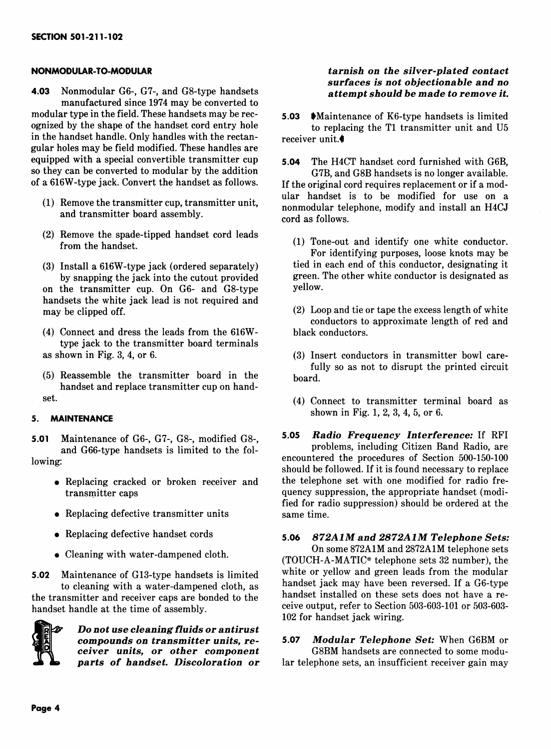### NONMODULAR-TO-MODULAR

**4.03** Nonmodular G6-, G7-, and G8-type handsets manufactured since 1974 may be converted to modular type in the field. These handsets may be recognized by the shape of the handset cord entry hole in the handset handle. Only handles with the rectangular holes may be field modified. These handles are equipped with a special convertible transmitter cup so they can be converted to modular by the addition of a 616W-type jack. Convert the handset as follows.

(1) Remove the transmitter cup, transmitter unit, and transmitter board assembly.

(2) Remove the spade-tipped handset cord leads from the handset.

(3) Install a 616W-type jack (ordered separately) by snapping the jack into the cutout provided on the transmitter cup. On G6- and G8-type handsets the white jack lead is not required and may be clipped off.

(4) Connect and dress the leads from the 616W-type jack to the transmitter board terminals as shown in Fig. 3, 4, or 6.

(5) Reassemble the transmitter board in the handset and replace transmitter cup on handset.

## 5. MAINTENANCE

**5.01** Maintenance of G6-, G7-, G8-, modified G8-, and G66-type handsets is limited to the following:

- Replacing cracked or broken receiver and transmitter caps
- Replacing defective transmitter units
- Replacing defective handset cords
- Cleaning with water-dampened cloth.

**5.02** Maintenance of G13-type handsets is limited to cleaning with a water-dampened cloth, as the transmitter and receiver caps are bonded to the handset handle at the time of assembly.

***Do not use cleaning fluids or antirust compounds on transmitter units, receiver units, or other component parts of handset. Discoloration or tarnish on the silver-plated contact surfaces is not objectionable and no attempt should be made to remove it.***

**5.03** ♦Maintenance of K6-type handsets is limited to replacing the T1 transmitter unit and U5 receiver unit.♦

**5.04** The H4CT handset cord furnished with G6B, G7B, and G8B handsets is no longer available. If the original cord requires replacement or if a modular handset is to be modified for use on a nonmodular telephone, modify and install an H4CJ cord as follows.

(1) Tone-out and identify one white conductor. For identifying purposes, loose knots may be tied in each end of this conductor, designating it green. The other white conductor is designated as yellow.

(2) Loop and tie or tape the excess length of white conductors to approximate length of red and black conductors.

(3) Insert conductors in transmitter bowl carefully so as not to disrupt the printed circuit board.

(4) Connect to transmitter terminal board as shown in Fig. 1, 2, 3, 4, 5, or 6.

**5.05** ***Radio Frequency Interference:*** If RFI problems, including Citizen Band Radio, are encountered the procedures of Section 500-150-100 should be followed. If it is found necessary to replace the telephone set with one modified for radio frequency suppression, the appropriate handset (modified for radio suppression) should be ordered at the same time.

**5.06** ***872A1M and 2872A1M Telephone Sets:*** On some 872A1M and 2872A1M telephone sets (TOUCH-A-MATIC® telephone sets 32 number), the white or yellow and green leads from the modular handset jack may have been reversed. If a G6-type handset installed on these sets does not have a receive output, refer to Section 503-603-101 or 503-603-102 for handset jack wiring.

**5.07** ***Modular Telephone Set:*** When G6BM or G8BM handsets are connected to some modular telephone sets, an insufficient receiver gain may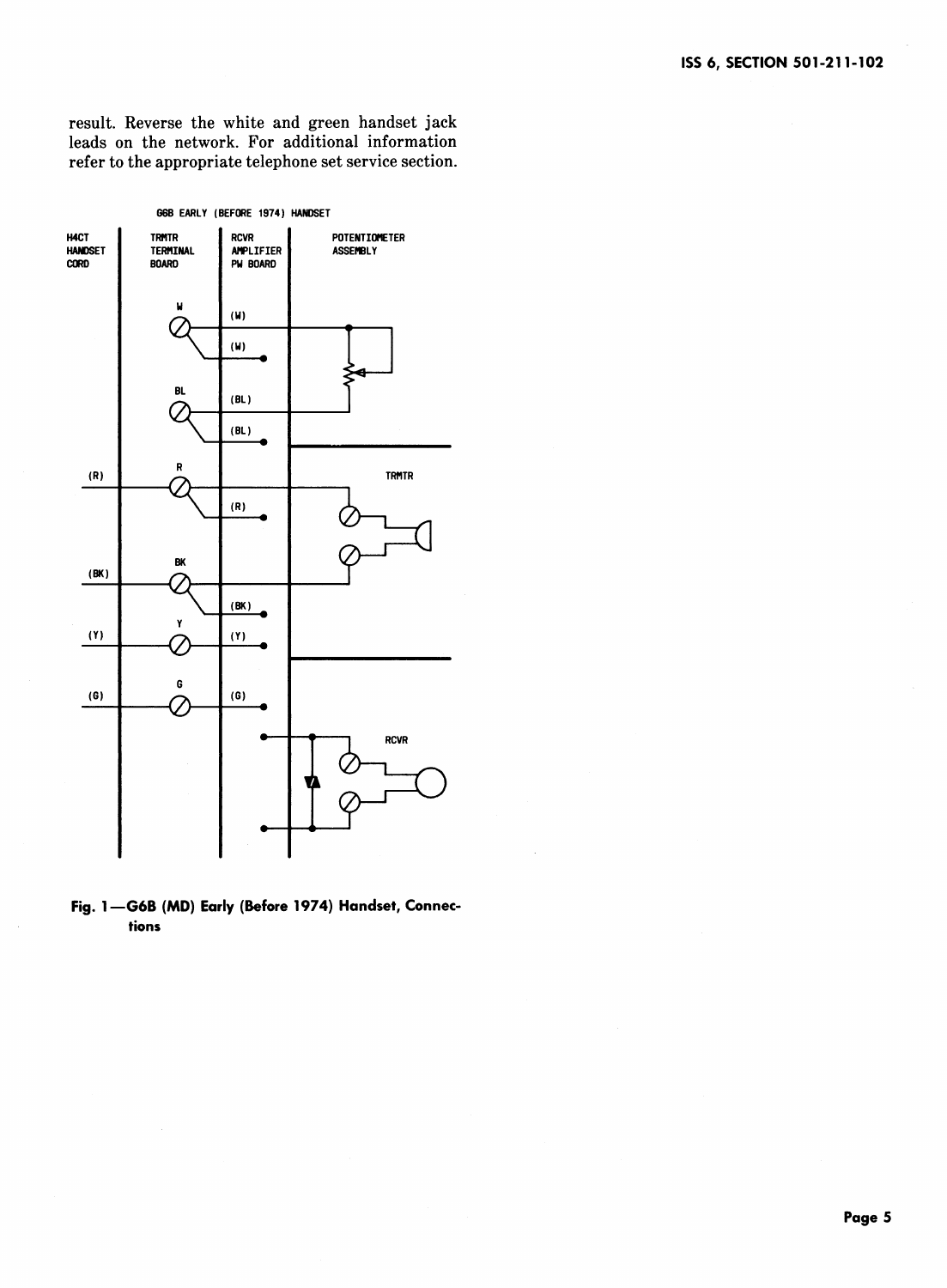result. Reverse the white and green handset jack leads on the network. For additional information refer to the appropriate telephone set service section.

G6B EARLY (BEFORE 1974) HANDSET

H4CT HANDSET CORD | TRMTR TERMINAL BOARD | RCVR AMPLIFIER PW BOARD | POTENTIOMETER ASSEMBLY

W (W) (W)

BL (BL) (BL)

(R) R (R) TRMTR

(BK) BK (BK)

(Y) Y (Y)

(G) G (G)

RCVR

**Fig. 1—G6B (MD) Early (Before 1974) Handset, Connections**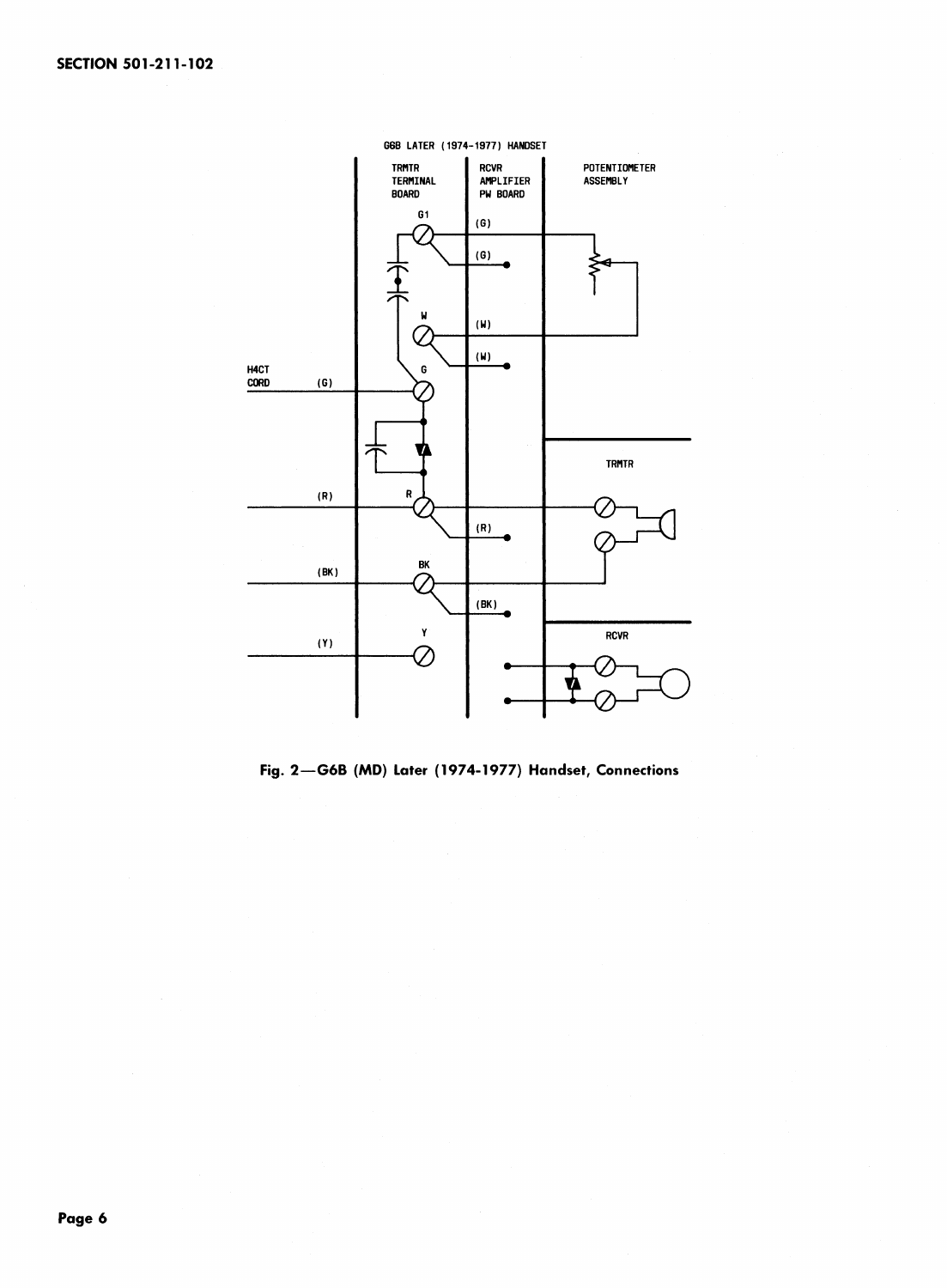G6B LATER (1974-1977) HANDSET

TRMTR TERMINAL BOARD

RCVR AMPLIFIER PW BOARD

POTENTIOMETER ASSEMBLY

G1

(G)

(G)

W

(W)

(W)

H4CT CORD

(G)

G

TRMTR

(R)

R

(R)

(BK)

BK

(BK)

Y

RCVR

(Y)

Fig. 2—G6B (MD) Later (1974-1977) Handset, Connections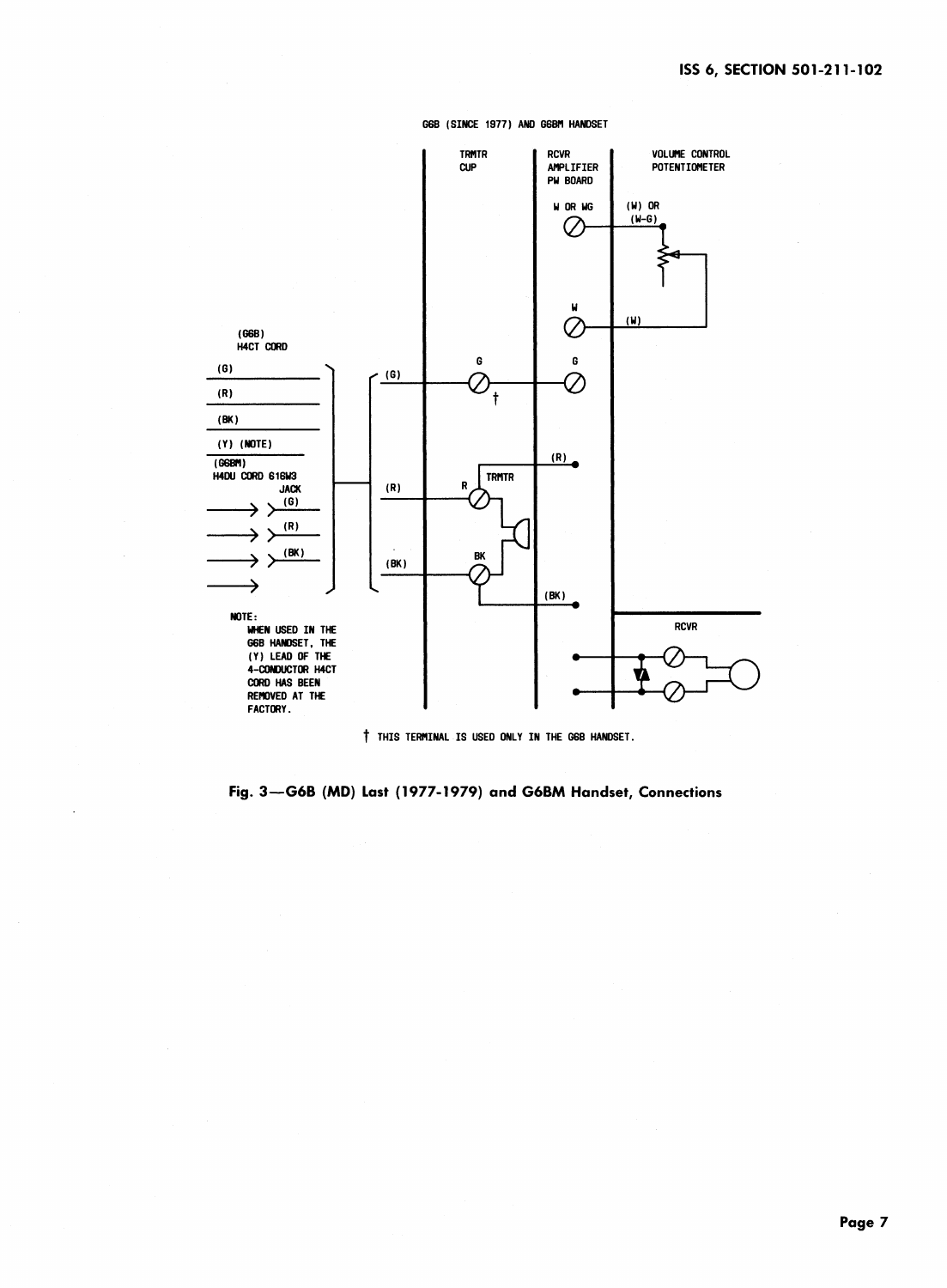G6B (SINCE 1977) AND G6BM HANDSET

TRMTR CUP | RCVR AMPLIFIER PW BOARD | VOLUME CONTROL POTENTIOMETER

(G6B) H4CT CORD: (G), (R), (BK), (Y) (NOTE)

(G6BM) H4DU CORD 616W3 JACK: (G), (R), (BK)

NOTE:
WHEN USED IN THE G6B HANDSET, THE (Y) LEAD OF THE 4-CONDUCTOR H4CT CORD HAS BEEN REMOVED AT THE FACTORY.

W OR WG — (W) OR (W-G)

W — (W)

G — G

R — TRMTR — (R)

BK — (BK)

RCVR

† THIS TERMINAL IS USED ONLY IN THE G6B HANDSET.

**Fig. 3—G6B (MD) Last (1977-1979) and G6BM Handset, Connections**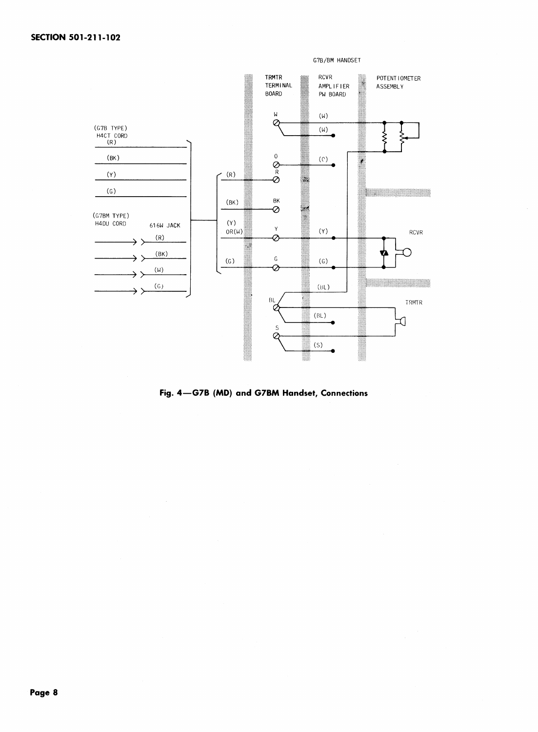G7B/BM HANDSET

TRMTR TERMINAL BOARD

RCVR AMPLIFIER PW BOARD

POTENTIOMETER ASSEMBLY

(G7B TYPE) H4CT CORD

(R)

(BK)

(Y)

(G)

(G7BM TYPE) H4DU CORD

616W JACK

(R)

(BK)

(W)

(G)

(R)

(BK)

(Y) OR(W)

(G)

W

(W)

(W)

O

(O)

R

BK

Y

(Y)

RCVR

G

(G)

(BL)

BL

TRMTR

(BL)

S

(S)

**Fig. 4—G7B (MD) and G7BM Handset, Connections**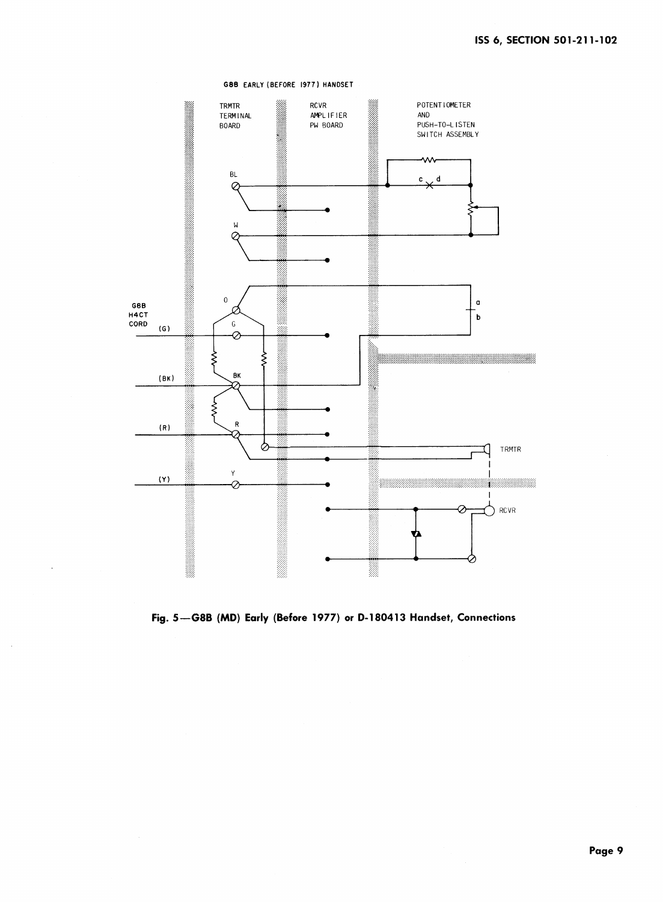G8B EARLY (BEFORE 1977) HANDSET

TRMTR TERMINAL BOARD

RCVR AMPLIFIER PW BOARD

POTENTIOMETER AND PUSH-TO-LISTEN SWITCH ASSEMBLY

BL

W

O

G

BK

R

Y

c d

a b

G8B H4CT CORD

(G)

(BK)

(R)

(Y)

TRMTR

RCVR

**Fig. 5—G8B (MD) Early (Before 1977) or D-180413 Handset, Connections**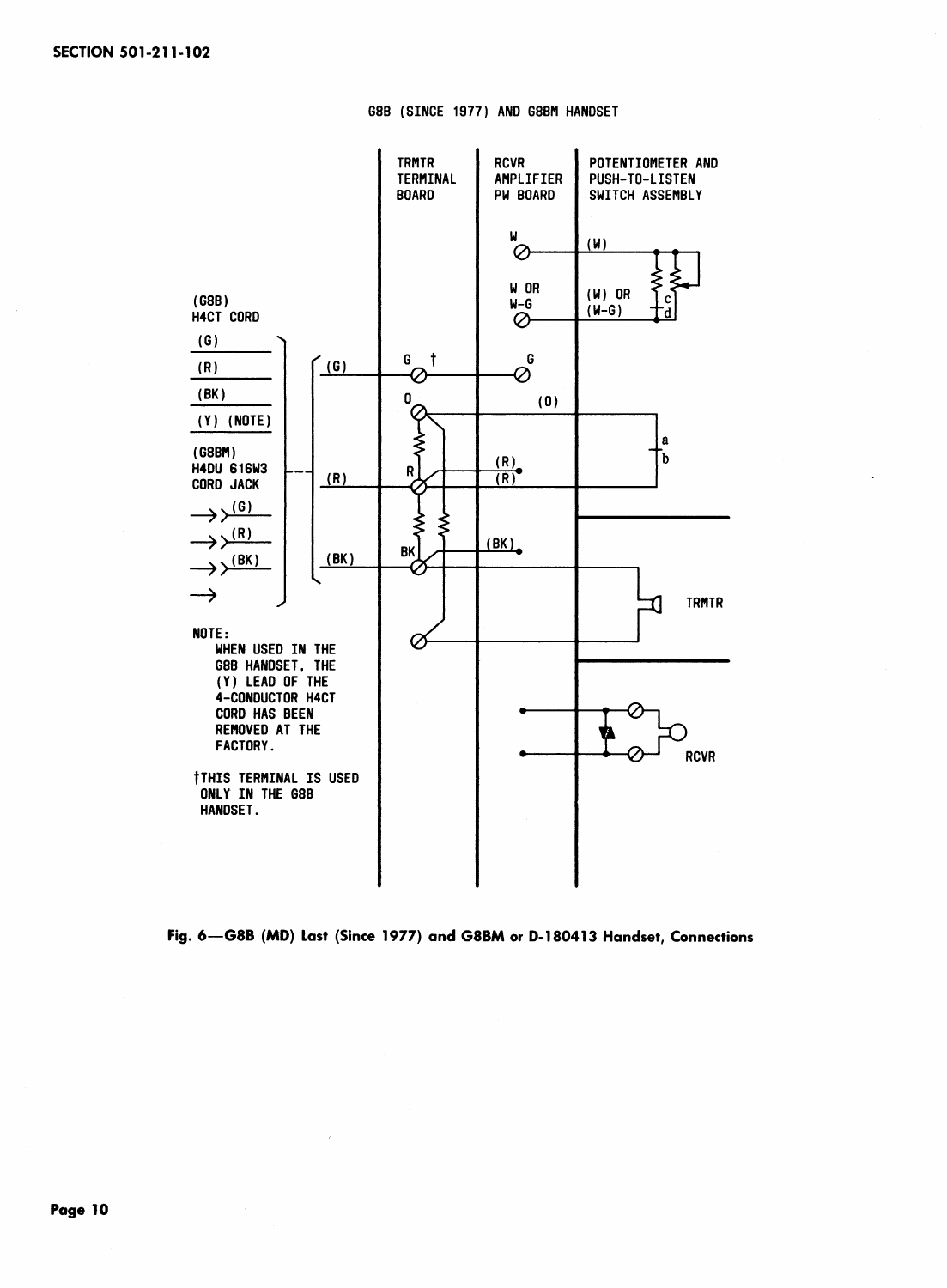G8B (SINCE 1977) AND G8BM HANDSET

TRMTR TERMINAL BOARD

RCVR AMPLIFIER PW BOARD

POTENTIOMETER AND PUSH-TO-LISTEN SWITCH ASSEMBLY

(G8B) H4CT CORD

(G)

(R)

(BK)

(Y) (NOTE)

(G8BM) H4DU 616W3 CORD JACK

(G)

(R)

(BK)

NOTE:
WHEN USED IN THE G8B HANDSET, THE (Y) LEAD OF THE 4-CONDUCTOR H4CT CORD HAS BEEN REMOVED AT THE FACTORY.

†THIS TERMINAL IS USED ONLY IN THE G8B HANDSET.

**Fig. 6—G8B (MD) Last (Since 1977) and G8BM or D-180413 Handset, Connections**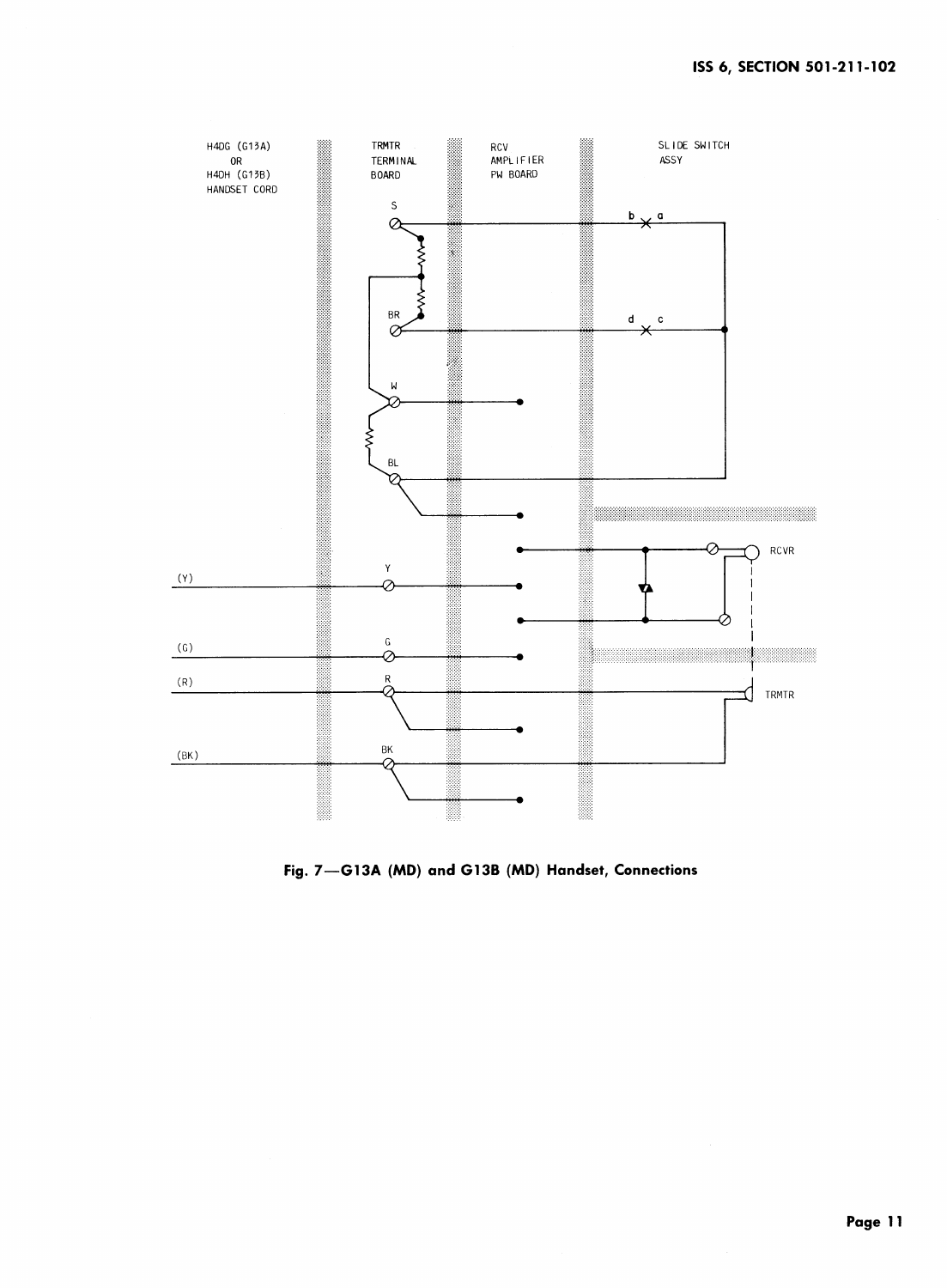Fig. 7—G13A (MD) and G13B (MD) Handset, Connections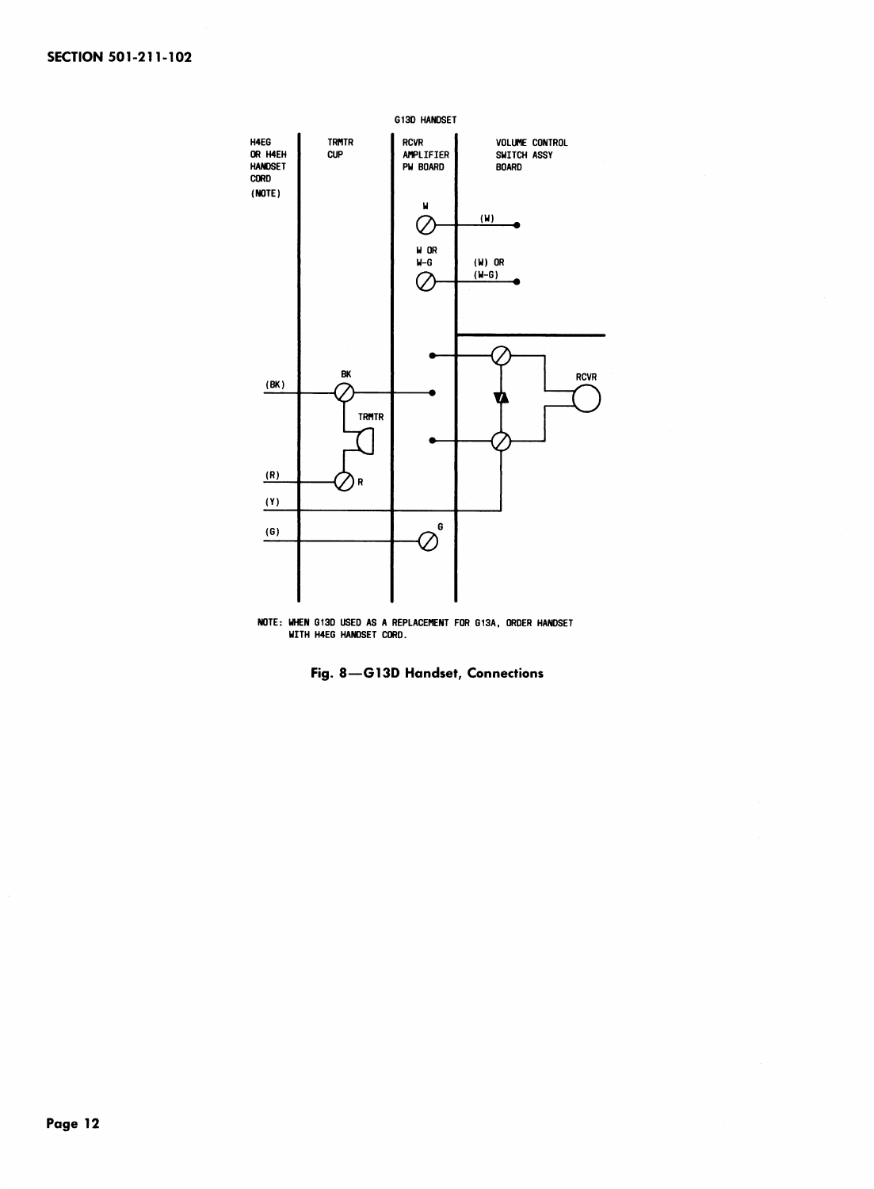G13D HANDSET

H4EG OR H4EH HANDSET CORD (NOTE)

TRMTR CUP

RCVR AMPLIFIER PW BOARD

VOLUME CONTROL SWITCH ASSY BOARD

W

(W)

W OR W-G

(W) OR (W-G)

RCVR

(BK)

BK

TRMTR

(R)

R

(Y)

(G)

G

NOTE: WHEN G13D USED AS A REPLACEMENT FOR G13A, ORDER HANDSET WITH H4EG HANDSET CORD.

**Fig. 8—G13D Handset, Connections**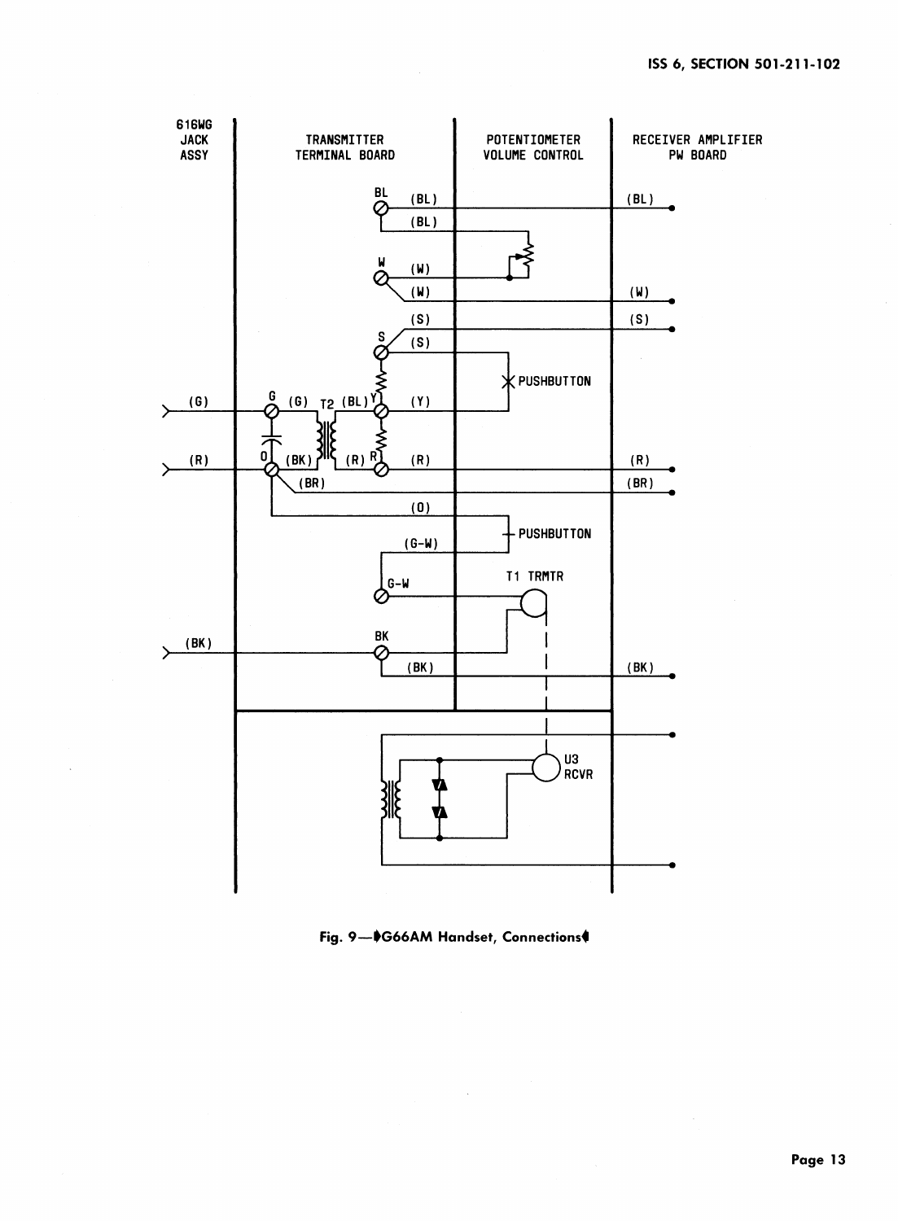616WG JACK ASSY

TRANSMITTER TERMINAL BOARD

POTENTIOMETER VOLUME CONTROL

RECEIVER AMPLIFIER PW BOARD

BL (BL) (BL) (BL)

W (W) (W) (W)

(S) S (S) (S)

PUSHBUTTON

(G) G (G) T2 (BL) Y (Y)

(R) O (BK) (R) R (R) (R)

(BR) (BR)

(O)

(G-W) PUSHBUTTON

G-W T1 TRMTR

(BK) BK (BK) (BK)

U3 RCVR

**Fig. 9—G66AM Handset, Connections**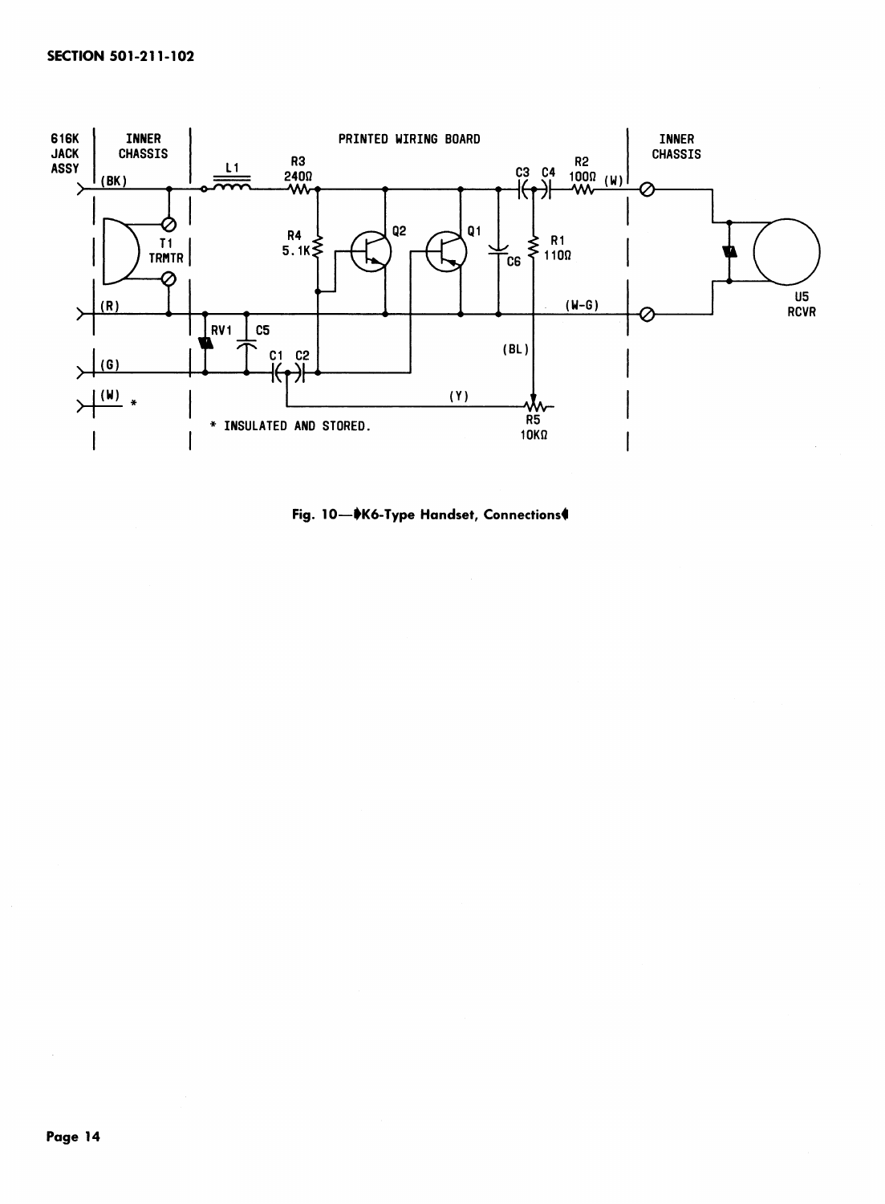Fig. 10—♦K6-Type Handset, Connections♦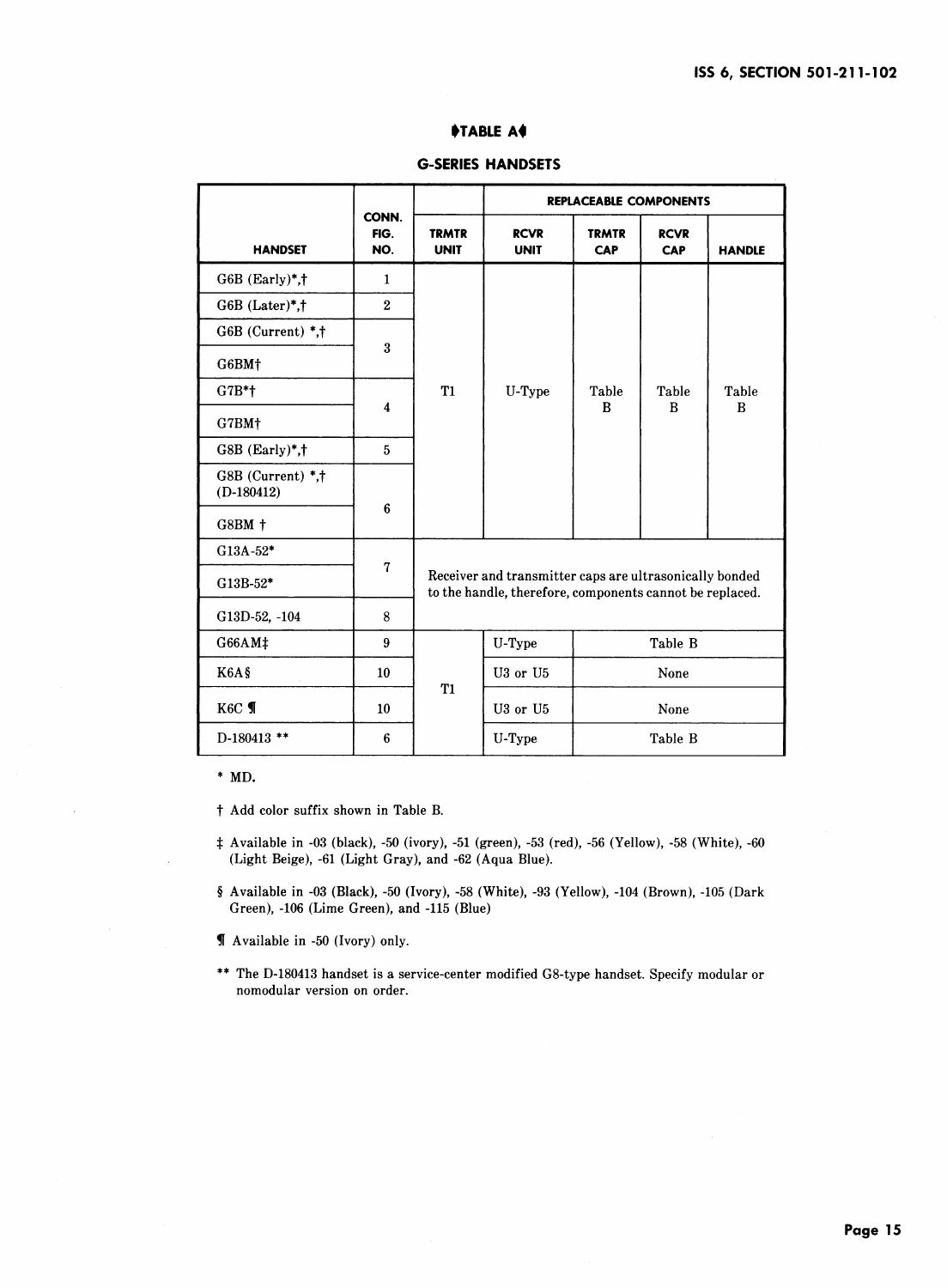## ♦TABLE A♦

### G-SERIES HANDSETS

| HANDSET | CONN. FIG. NO. | TRMTR UNIT | REPLACEABLE COMPONENTS | | | |
|---|---|---|---|---|---|---|
| | | | RCVR UNIT | TRMTR CAP | RCVR CAP | HANDLE |
| G6B (Early)*,† | 1 | T1 | U-Type | Table B | Table B | Table B |
| G6B (Later)*,† | 2 | T1 | U-Type | Table B | Table B | Table B |
| G6B (Current) *,† | 3 | T1 | U-Type | Table B | Table B | Table B |
| G6BM† | 3 | T1 | U-Type | Table B | Table B | Table B |
| G7B*† | 4 | T1 | U-Type | Table B | Table B | Table B |
| G7BM† | 4 | T1 | U-Type | Table B | Table B | Table B |
| G8B (Early)*,† | 5 | T1 | U-Type | Table B | Table B | Table B |
| G8B (Current) *,† (D-180412) | 6 | T1 | U-Type | Table B | Table B | Table B |
| G8BM † | 6 | T1 | U-Type | Table B | Table B | Table B |
| G13A-52* | 7 | Receiver and transmitter caps are ultrasonically bonded to the handle, therefore, components cannot be replaced. | | | | |
| G13B-52* | 7 | Receiver and transmitter caps are ultrasonically bonded to the handle, therefore, components cannot be replaced. | | | | |
| G13D-52, -104 | 8 | Receiver and transmitter caps are ultrasonically bonded to the handle, therefore, components cannot be replaced. | | | | |
| G66AM‡ | 9 | T1 | U-Type | Table B | | |
| K6A§ | 10 | T1 | U3 or U5 | None | | |
| K6C ¶ | 10 | T1 | U3 or U5 | None | | |
| D-180413 ** | 6 | T1 | U-Type | Table B | | |

\* MD.

† Add color suffix shown in Table B.

‡ Available in -03 (black), -50 (ivory), -51 (green), -53 (red), -56 (Yellow), -58 (White), -60 (Light Beige), -61 (Light Gray), and -62 (Aqua Blue).

§ Available in -03 (Black), -50 (Ivory), -58 (White), -93 (Yellow), -104 (Brown), -105 (Dark Green), -106 (Lime Green), and -115 (Blue)

¶ Available in -50 (Ivory) only.

** The D-180413 handset is a service-center modified G8-type handset. Specify modular or nomodular version on order.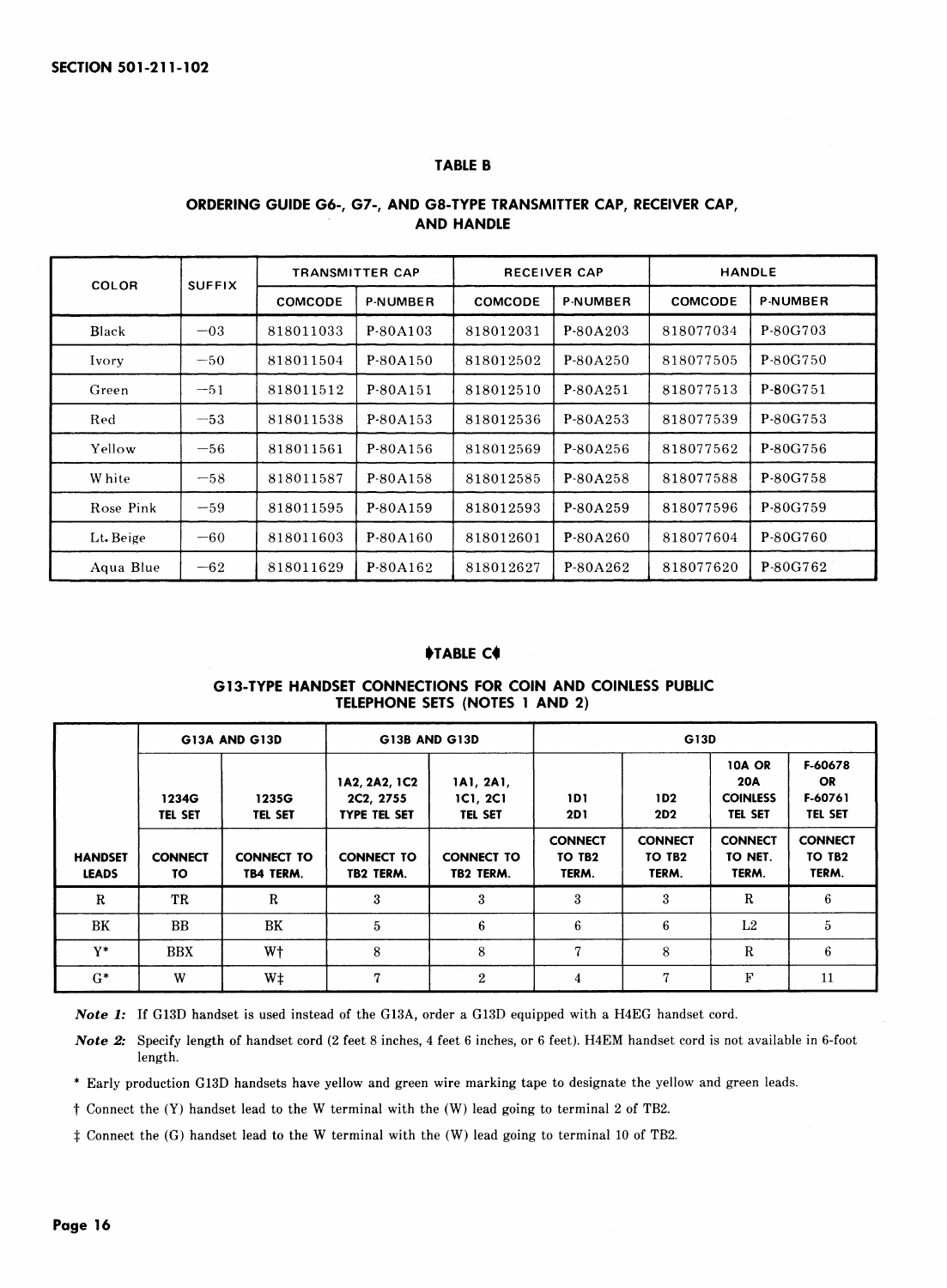## TABLE B

### ORDERING GUIDE G6-, G7-, AND G8-TYPE TRANSMITTER CAP, RECEIVER CAP, AND HANDLE

| COLOR | SUFFIX | TRANSMITTER CAP | | RECEIVER CAP | | HANDLE | |
|---|---|---|---|---|---|---|---|
| | | COMCODE | P-NUMBER | COMCODE | P-NUMBER | COMCODE | P-NUMBER |
| Black | −03 | 818011033 | P-80A103 | 818012031 | P-80A203 | 818077034 | P-80G703 |
| Ivory | −50 | 818011504 | P-80A150 | 818012502 | P-80A250 | 818077505 | P-80G750 |
| Green | −51 | 818011512 | P-80A151 | 818012510 | P-80A251 | 818077513 | P-80G751 |
| Red | −53 | 818011538 | P-80A153 | 818012536 | P-80A253 | 818077539 | P-80G753 |
| Yellow | −56 | 818011561 | P-80A156 | 818012569 | P-80A256 | 818077562 | P-80G756 |
| White | −58 | 818011587 | P-80A158 | 818012585 | P-80A258 | 818077588 | P-80G758 |
| Rose Pink | −59 | 818011595 | P-80A159 | 818012593 | P-80A259 | 818077596 | P-80G759 |
| Lt. Beige | −60 | 818011603 | P-80A160 | 818012601 | P-80A260 | 818077604 | P-80G760 |
| Aqua Blue | −62 | 818011629 | P-80A162 | 818012627 | P-80A262 | 818077620 | P-80G762 |

## ♦TABLE C♦

### G13-TYPE HANDSET CONNECTIONS FOR COIN AND COINLESS PUBLIC TELEPHONE SETS (NOTES 1 AND 2)

| | G13A AND G13D | | G13B AND G13D | | G13D | | | |
|---|---|---|---|---|---|---|---|---|
| | 1234G TEL SET | 1235G TEL SET | 1A2, 2A2, 1C2 2C2, 2755 TYPE TEL SET | 1A1, 2A1, 1C1, 2C1 TEL SET | 1D1 2D1 | 1D2 2D2 | 10A OR 20A COINLESS TEL SET | F-60678 OR F-60761 TEL SET |
| HANDSET LEADS | CONNECT TO | CONNECT TO TB4 TERM. | CONNECT TO TB2 TERM. | CONNECT TO TB2 TERM. | CONNECT TO TB2 TERM. | CONNECT TO TB2 TERM. | CONNECT TO NET. TERM. | CONNECT TO TB2 TERM. |
| R | TR | R | 3 | 3 | 3 | 3 | R | 6 |
| BK | BB | BK | 5 | 6 | 6 | 6 | L2 | 5 |
| Y* | BBX | W† | 8 | 8 | 7 | 8 | R | 6 |
| G* | W | W‡ | 7 | 2 | 4 | 7 | F | 11 |

***Note 1:*** If G13D handset is used instead of the G13A, order a G13D equipped with a H4EG handset cord.

***Note 2:*** Specify length of handset cord (2 feet 8 inches, 4 feet 6 inches, or 6 feet). H4EM handset cord is not available in 6-foot length.

\* Early production G13D handsets have yellow and green wire marking tape to designate the yellow and green leads.

† Connect the (Y) handset lead to the W terminal with the (W) lead going to terminal 2 of TB2.

‡ Connect the (G) handset lead to the W terminal with the (W) lead going to terminal 10 of TB2.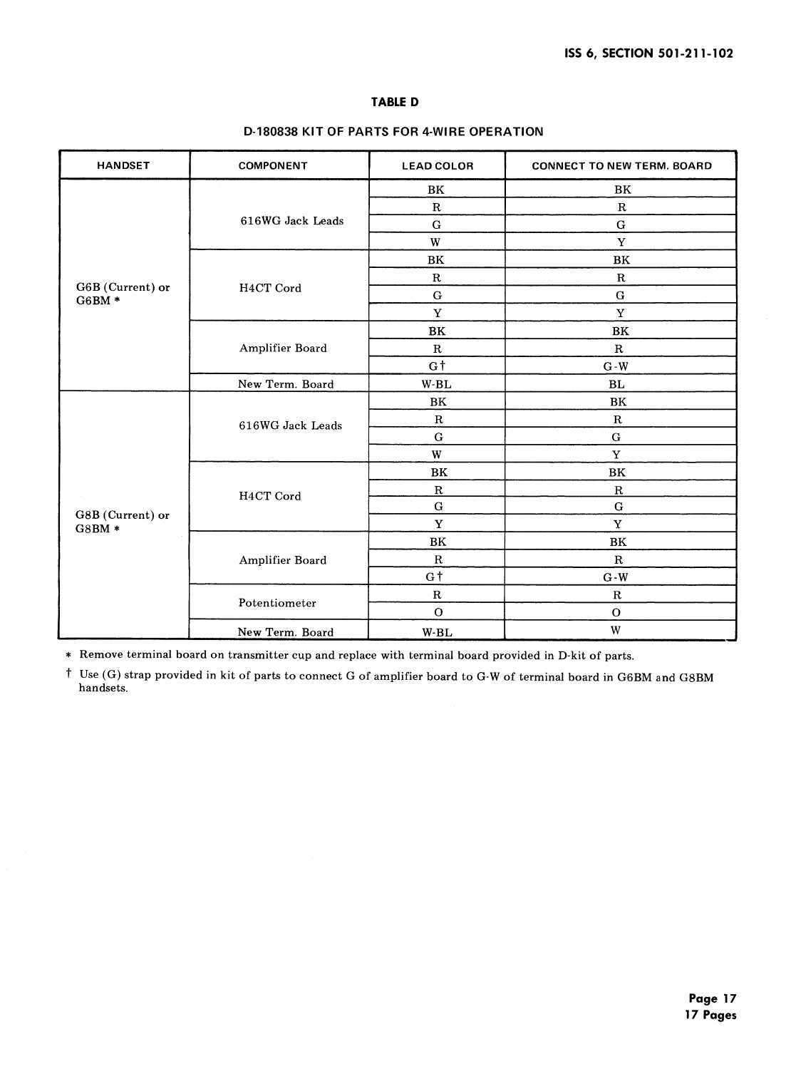## TABLE D

### D-180838 KIT OF PARTS FOR 4-WIRE OPERATION

| HANDSET | COMPONENT | LEAD COLOR | CONNECT TO NEW TERM. BOARD |
|---|---|---|---|
| G6B (Current) or G6BM * | 616WG Jack Leads | BK | BK |
| | | R | R |
| | | G | G |
| | | W | Y |
| | H4CT Cord | BK | BK |
| | | R | R |
| | | G | G |
| | | Y | Y |
| | Amplifier Board | BK | BK |
| | | R | R |
| | | G† | G-W |
| | New Term. Board | W-BL | BL |
| G8B (Current) or G8BM * | 616WG Jack Leads | BK | BK |
| | | R | R |
| | | G | G |
| | | W | Y |
| | H4CT Cord | BK | BK |
| | | R | R |
| | | G | G |
| | | Y | Y |
| | Amplifier Board | BK | BK |
| | | R | R |
| | | G† | G-W |
| | Potentiometer | R | R |
| | | O | O |
| | New Term. Board | W-BL | W |

* Remove terminal board on transmitter cup and replace with terminal board provided in D-kit of parts.

† Use (G) strap provided in kit of parts to connect G of amplifier board to G-W of terminal board in G6BM and G8BM handsets.